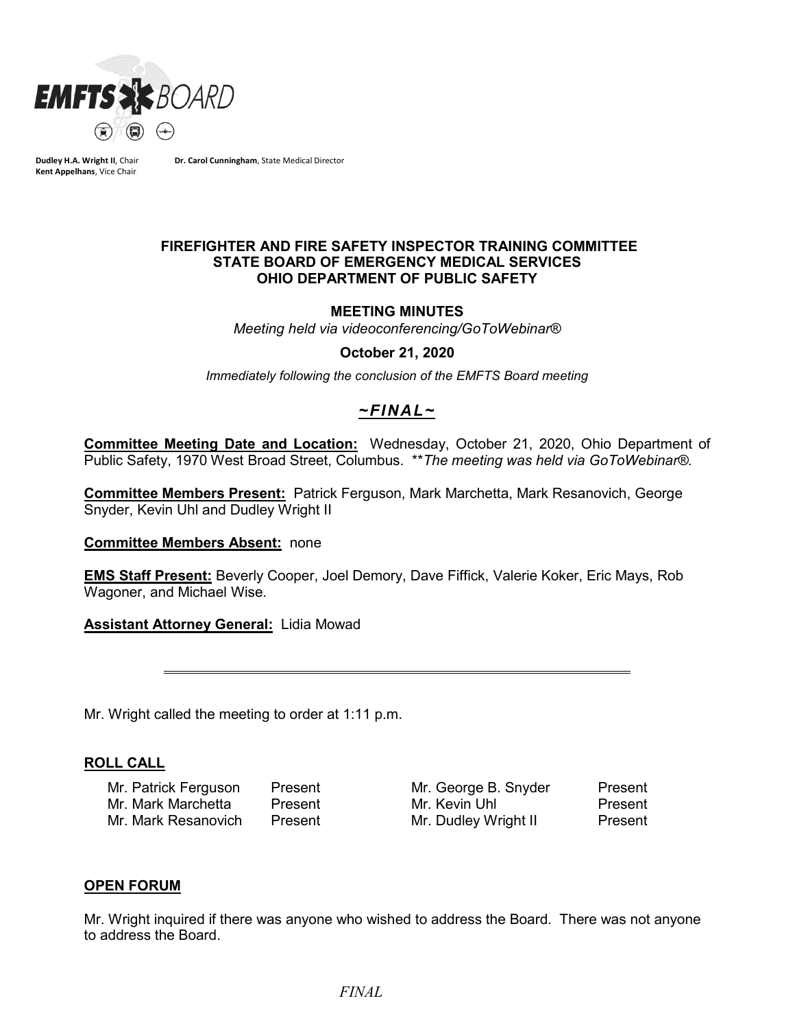**Dudley H.A. Wright II**, Chair
**Kent Appelhans**, Vice Chair

**Dr. Carol Cunningham**, State Medical Director

**FIREFIGHTER AND FIRE SAFETY INSPECTOR TRAINING COMMITTEE**
**STATE BOARD OF EMERGENCY MEDICAL SERVICES**
**OHIO DEPARTMENT OF PUBLIC SAFETY**

**MEETING MINUTES**

*Meeting held via videoconferencing/GoToWebinar®*

**October 21, 2020**

*Immediately following the conclusion of the EMFTS Board meeting*

***~FINAL~***

**Committee Meeting Date and Location:** Wednesday, October 21, 2020, Ohio Department of Public Safety, 1970 West Broad Street, Columbus. ***The meeting was held via GoToWebinar®.*

**Committee Members Present:** Patrick Ferguson, Mark Marchetta, Mark Resanovich, George Snyder, Kevin Uhl and Dudley Wright II

**Committee Members Absent:** none

**EMS Staff Present:** Beverly Cooper, Joel Demory, Dave Fiffick, Valerie Koker, Eric Mays, Rob Wagoner, and Michael Wise.

**Assistant Attorney General:** Lidia Mowad

---

Mr. Wright called the meeting to order at 1:11 p.m.

**ROLL CALL**

| | | | |
|---|---|---|---|
| Mr. Patrick Ferguson | Present | Mr. George B. Snyder | Present |
| Mr. Mark Marchetta | Present | Mr. Kevin Uhl | Present |
| Mr. Mark Resanovich | Present | Mr. Dudley Wright II | Present |

**OPEN FORUM**

Mr. Wright inquired if there was anyone who wished to address the Board. There was not anyone to address the Board.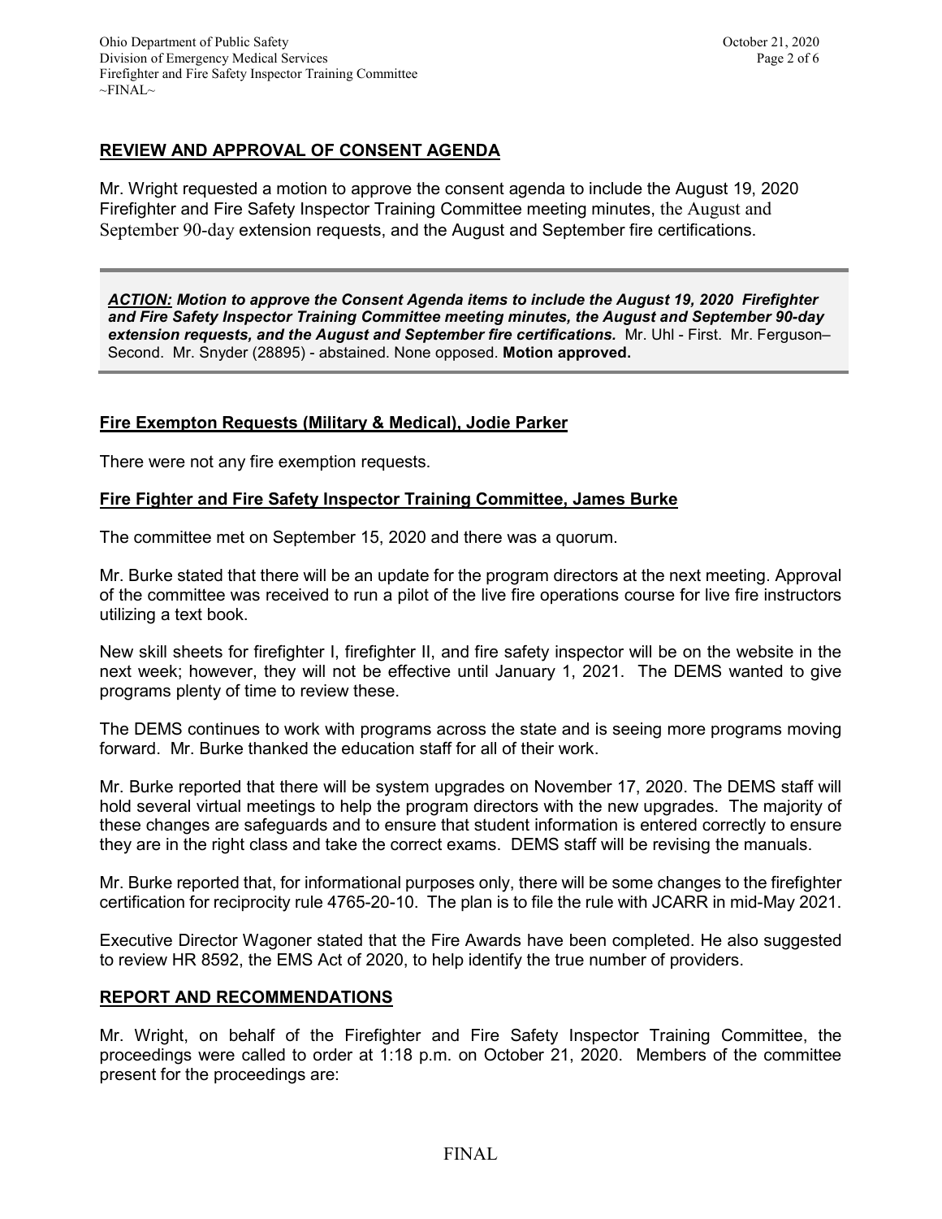## REVIEW AND APPROVAL OF CONSENT AGENDA

Mr. Wright requested a motion to approve the consent agenda to include the August 19, 2020 Firefighter and Fire Safety Inspector Training Committee meeting minutes, the August and September 90-day extension requests, and the August and September fire certifications.

> ***ACTION:*** ***Motion to approve the Consent Agenda items to include the August 19, 2020 Firefighter and Fire Safety Inspector Training Committee meeting minutes, the August and September 90-day extension requests, and the August and September fire certifications.*** Mr. Uhl - First. Mr. Ferguson– Second. Mr. Snyder (28895) - abstained. None opposed. **Motion approved.**

### Fire Exempton Requests (Military & Medical), Jodie Parker

There were not any fire exemption requests.

### Fire Fighter and Fire Safety Inspector Training Committee, James Burke

The committee met on September 15, 2020 and there was a quorum.

Mr. Burke stated that there will be an update for the program directors at the next meeting. Approval of the committee was received to run a pilot of the live fire operations course for live fire instructors utilizing a text book.

New skill sheets for firefighter I, firefighter II, and fire safety inspector will be on the website in the next week; however, they will not be effective until January 1, 2021. The DEMS wanted to give programs plenty of time to review these.

The DEMS continues to work with programs across the state and is seeing more programs moving forward. Mr. Burke thanked the education staff for all of their work.

Mr. Burke reported that there will be system upgrades on November 17, 2020. The DEMS staff will hold several virtual meetings to help the program directors with the new upgrades. The majority of these changes are safeguards and to ensure that student information is entered correctly to ensure they are in the right class and take the correct exams. DEMS staff will be revising the manuals.

Mr. Burke reported that, for informational purposes only, there will be some changes to the firefighter certification for reciprocity rule 4765-20-10. The plan is to file the rule with JCARR in mid-May 2021.

Executive Director Wagoner stated that the Fire Awards have been completed. He also suggested to review HR 8592, the EMS Act of 2020, to help identify the true number of providers.

## REPORT AND RECOMMENDATIONS

Mr. Wright, on behalf of the Firefighter and Fire Safety Inspector Training Committee, the proceedings were called to order at 1:18 p.m. on October 21, 2020. Members of the committee present for the proceedings are: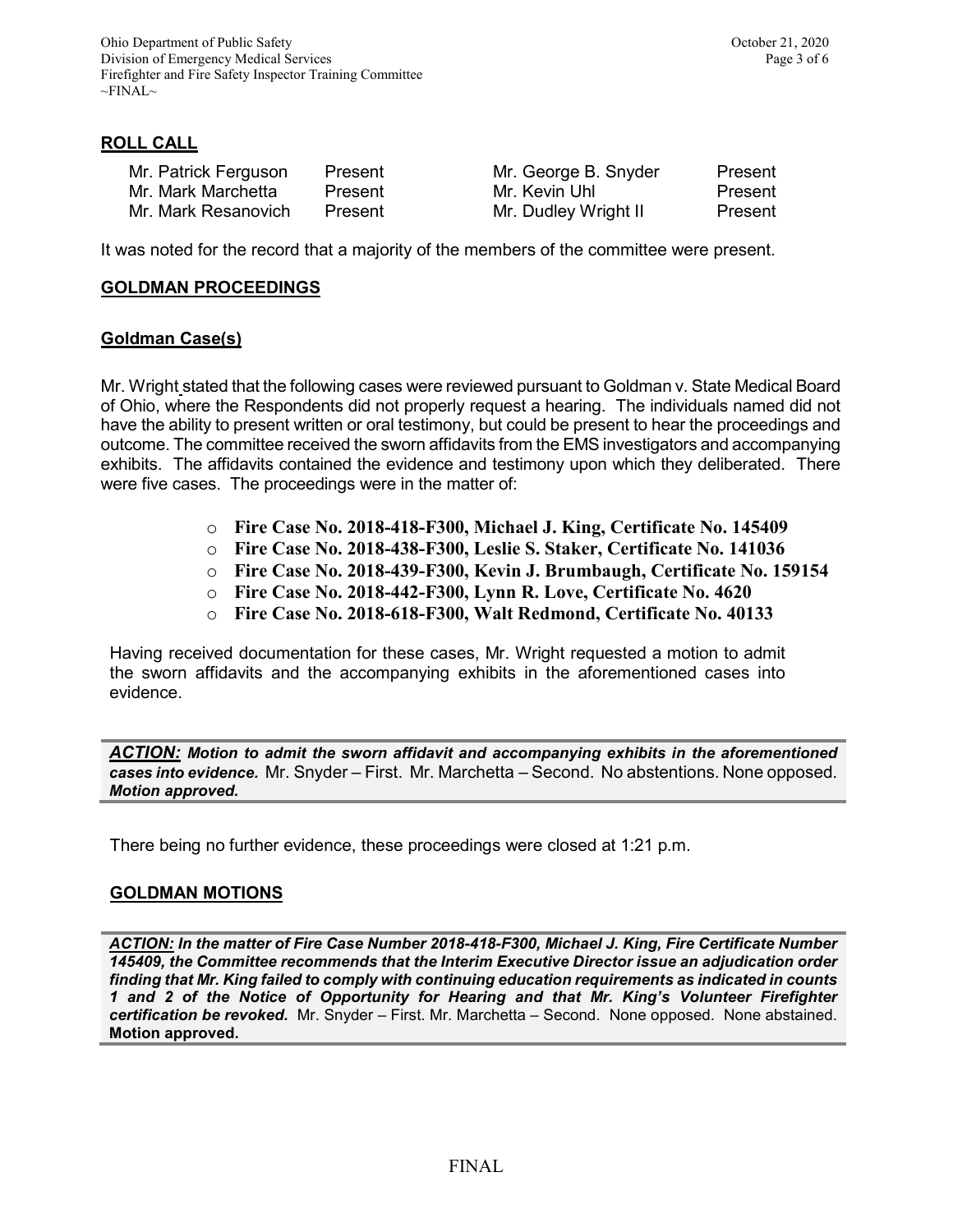## ROLL CALL

| | | | |
|---|---|---|---|
| Mr. Patrick Ferguson | Present | Mr. George B. Snyder | Present |
| Mr. Mark Marchetta | Present | Mr. Kevin Uhl | Present |
| Mr. Mark Resanovich | Present | Mr. Dudley Wright II | Present |

It was noted for the record that a majority of the members of the committee were present.

## GOLDMAN PROCEEDINGS

### Goldman Case(s)

Mr. Wright stated that the following cases were reviewed pursuant to Goldman v. State Medical Board of Ohio, where the Respondents did not properly request a hearing. The individuals named did not have the ability to present written or oral testimony, but could be present to hear the proceedings and outcome. The committee received the sworn affidavits from the EMS investigators and accompanying exhibits. The affidavits contained the evidence and testimony upon which they deliberated. There were five cases. The proceedings were in the matter of:

- **Fire Case No. 2018-418-F300, Michael J. King, Certificate No. 145409**
- **Fire Case No. 2018-438-F300, Leslie S. Staker, Certificate No. 141036**
- **Fire Case No. 2018-439-F300, Kevin J. Brumbaugh, Certificate No. 159154**
- **Fire Case No. 2018-442-F300, Lynn R. Love, Certificate No. 4620**
- **Fire Case No. 2018-618-F300, Walt Redmond, Certificate No. 40133**

Having received documentation for these cases, Mr. Wright requested a motion to admit the sworn affidavits and the accompanying exhibits in the aforementioned cases into evidence.

***ACTION:*** ***Motion to admit the sworn affidavit and accompanying exhibits in the aforementioned cases into evidence.*** Mr. Snyder – First. Mr. Marchetta – Second. No abstentions. None opposed. ***Motion approved.***

There being no further evidence, these proceedings were closed at 1:21 p.m.

## GOLDMAN MOTIONS

***ACTION:*** ***In the matter of Fire Case Number 2018-418-F300, Michael J. King, Fire Certificate Number 145409, the Committee recommends that the Interim Executive Director issue an adjudication order finding that Mr. King failed to comply with continuing education requirements as indicated in counts 1 and 2 of the Notice of Opportunity for Hearing and that Mr. King's Volunteer Firefighter certification be revoked.*** Mr. Snyder – First. Mr. Marchetta – Second. None opposed. None abstained. **Motion approved.**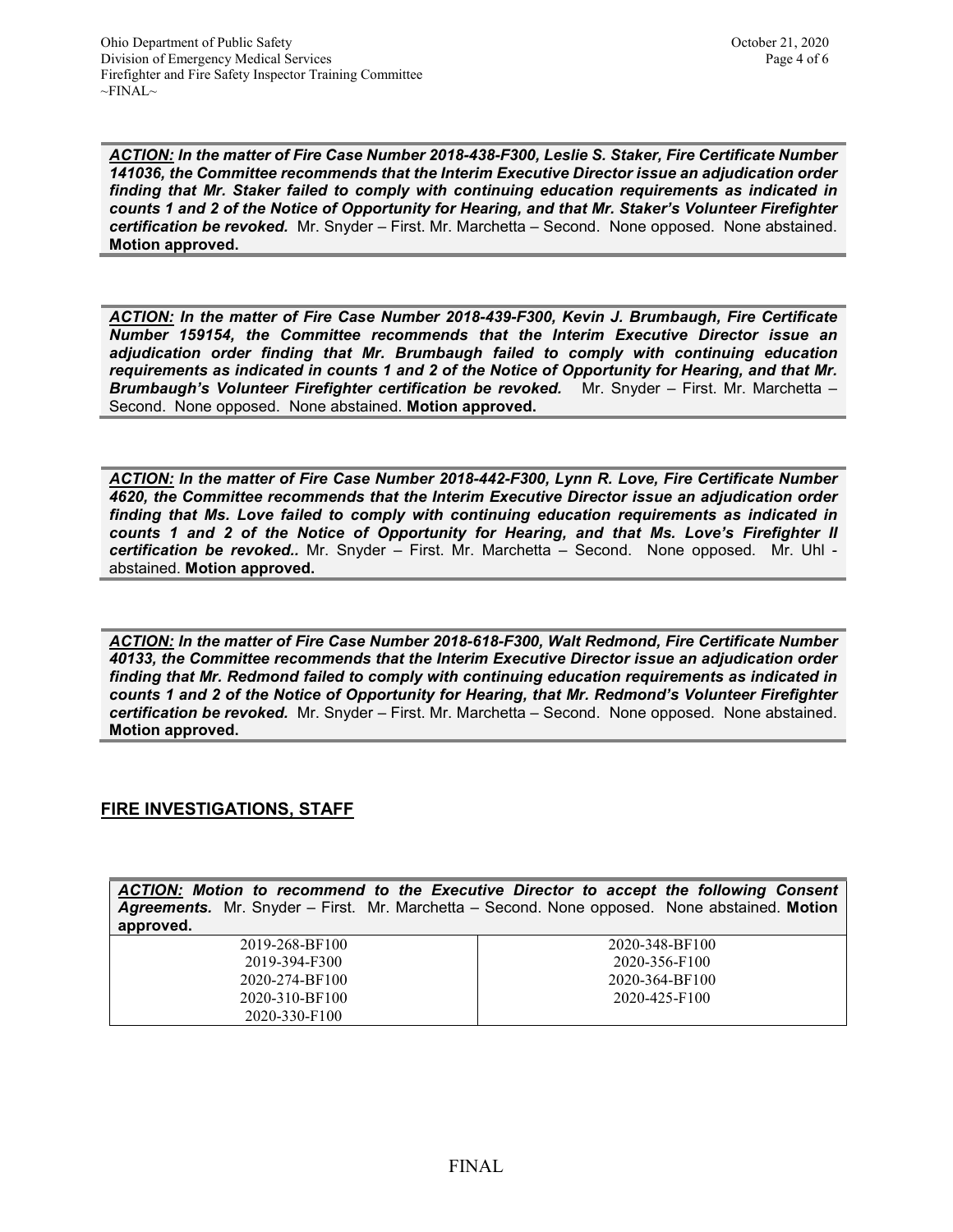***ACTION:*** ***In the matter of Fire Case Number 2018-438-F300, Leslie S. Staker, Fire Certificate Number 141036, the Committee recommends that the Interim Executive Director issue an adjudication order finding that Mr. Staker failed to comply with continuing education requirements as indicated in counts 1 and 2 of the Notice of Opportunity for Hearing, and that Mr. Staker's Volunteer Firefighter certification be revoked.*** Mr. Snyder – First. Mr. Marchetta – Second. None opposed. None abstained. **Motion approved.**

***ACTION:*** ***In the matter of Fire Case Number 2018-439-F300, Kevin J. Brumbaugh, Fire Certificate Number 159154, the Committee recommends that the Interim Executive Director issue an adjudication order finding that Mr. Brumbaugh failed to comply with continuing education requirements as indicated in counts 1 and 2 of the Notice of Opportunity for Hearing, and that Mr. Brumbaugh's Volunteer Firefighter certification be revoked.*** Mr. Snyder – First. Mr. Marchetta – Second. None opposed. None abstained. **Motion approved.**

***ACTION:*** ***In the matter of Fire Case Number 2018-442-F300, Lynn R. Love, Fire Certificate Number 4620, the Committee recommends that the Interim Executive Director issue an adjudication order finding that Ms. Love failed to comply with continuing education requirements as indicated in counts 1 and 2 of the Notice of Opportunity for Hearing, and that Ms. Love's Firefighter II certification be revoked..*** Mr. Snyder – First. Mr. Marchetta – Second. None opposed. Mr. Uhl - abstained. **Motion approved.**

***ACTION:*** ***In the matter of Fire Case Number 2018-618-F300, Walt Redmond, Fire Certificate Number 40133, the Committee recommends that the Interim Executive Director issue an adjudication order finding that Mr. Redmond failed to comply with continuing education requirements as indicated in counts 1 and 2 of the Notice of Opportunity for Hearing, that Mr. Redmond's Volunteer Firefighter certification be revoked.*** Mr. Snyder – First. Mr. Marchetta – Second. None opposed. None abstained. **Motion approved.**

## FIRE INVESTIGATIONS, STAFF

***ACTION:*** ***Motion to recommend to the Executive Director to accept the following Consent Agreements.*** Mr. Snyder – First. Mr. Marchetta – Second. None opposed. None abstained. **Motion approved.**

| | |
|---|---|
| 2019-268-BF100 | 2020-348-BF100 |
| 2019-394-F300 | 2020-356-F100 |
| 2020-274-BF100 | 2020-364-BF100 |
| 2020-310-BF100 | 2020-425-F100 |
| 2020-330-F100 | |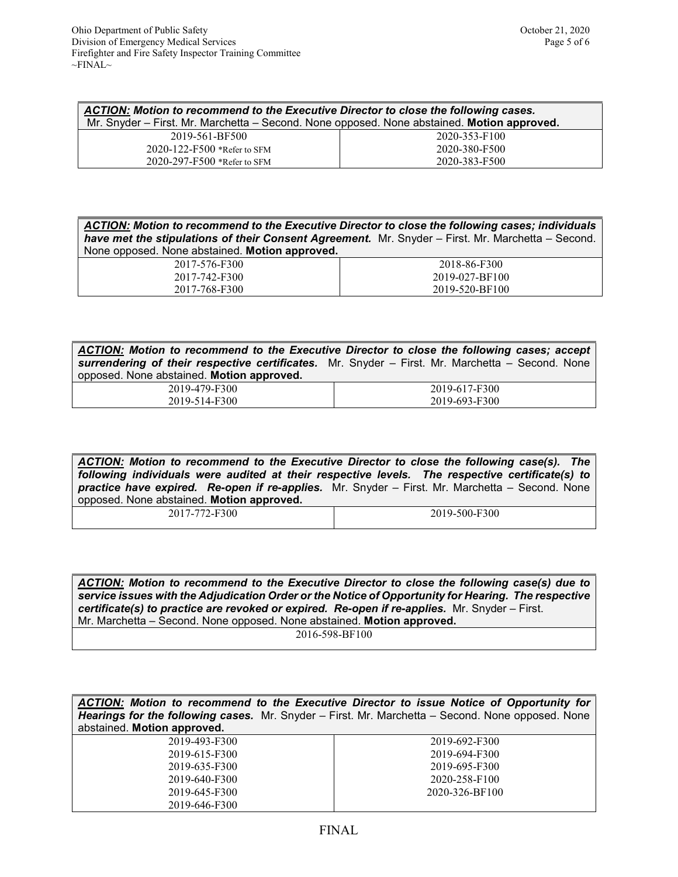| ***ACTION:*** ***Motion to recommend to the Executive Director to close the following cases.*** Mr. Snyder – First. Mr. Marchetta – Second. None opposed. None abstained. **Motion approved.** | |
|---|---|
| 2019-561-BF500 | 2020-353-F100 |
| 2020-122-F500 *Refer to SFM | 2020-380-F500 |
| 2020-297-F500 *Refer to SFM | 2020-383-F500 |

| ***ACTION:*** ***Motion to recommend to the Executive Director to close the following cases; individuals have met the stipulations of their Consent Agreement.*** Mr. Snyder – First. Mr. Marchetta – Second. None opposed. None abstained. **Motion approved.** | |
|---|---|
| 2017-576-F300 | 2018-86-F300 |
| 2017-742-F300 | 2019-027-BF100 |
| 2017-768-F300 | 2019-520-BF100 |

| ***ACTION:*** ***Motion to recommend to the Executive Director to close the following cases; accept surrendering of their respective certificates.*** Mr. Snyder – First. Mr. Marchetta – Second. None opposed. None abstained. **Motion approved.** | |
|---|---|
| 2019-479-F300 | 2019-617-F300 |
| 2019-514-F300 | 2019-693-F300 |

| ***ACTION:*** ***Motion to recommend to the Executive Director to close the following case(s). The following individuals were audited at their respective levels. The respective certificate(s) to practice have expired. Re-open if re-applies.*** Mr. Snyder – First. Mr. Marchetta – Second. None opposed. None abstained. **Motion approved.** | |
|---|---|
| 2017-772-F300 | 2019-500-F300 |

| ***ACTION:*** ***Motion to recommend to the Executive Director to close the following case(s) due to service issues with the Adjudication Order or the Notice of Opportunity for Hearing. The respective certificate(s) to practice are revoked or expired. Re-open if re-applies.*** Mr. Snyder – First. Mr. Marchetta – Second. None opposed. None abstained. **Motion approved.** |
|---|
| 2016-598-BF100 |

| ***ACTION:*** ***Motion to recommend to the Executive Director to issue Notice of Opportunity for Hearings for the following cases.*** Mr. Snyder – First. Mr. Marchetta – Second. None opposed. None abstained. **Motion approved.** | |
|---|---|
| 2019-493-F300 | 2019-692-F300 |
| 2019-615-F300 | 2019-694-F300 |
| 2019-635-F300 | 2019-695-F300 |
| 2019-640-F300 | 2020-258-F100 |
| 2019-645-F300 | 2020-326-BF100 |
| 2019-646-F300 | |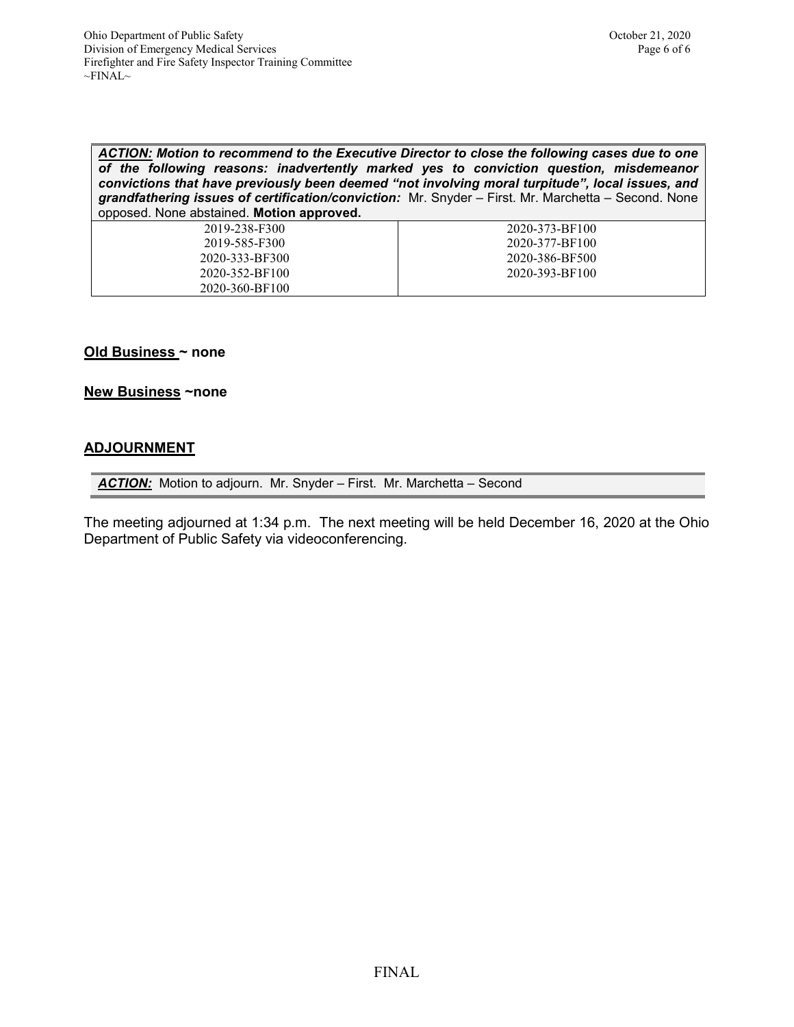***ACTION:*** ***Motion to recommend to the Executive Director to close the following cases due to one of the following reasons: inadvertently marked yes to conviction question, misdemeanor convictions that have previously been deemed "not involving moral turpitude", local issues, and grandfathering issues of certification/conviction:*** Mr. Snyder – First. Mr. Marchetta – Second. None opposed. None abstained. **Motion approved.**

| | |
|---|---|
| 2019-238-F300 | 2020-373-BF100 |
| 2019-585-F300 | 2020-377-BF100 |
| 2020-333-BF300 | 2020-386-BF500 |
| 2020-352-BF100 | 2020-393-BF100 |
| 2020-360-BF100 | |

**Old Business ~ none**

**New Business ~none**

## ADJOURNMENT

***ACTION:*** Motion to adjourn. Mr. Snyder – First. Mr. Marchetta – Second

The meeting adjourned at 1:34 p.m. The next meeting will be held December 16, 2020 at the Ohio Department of Public Safety via videoconferencing.